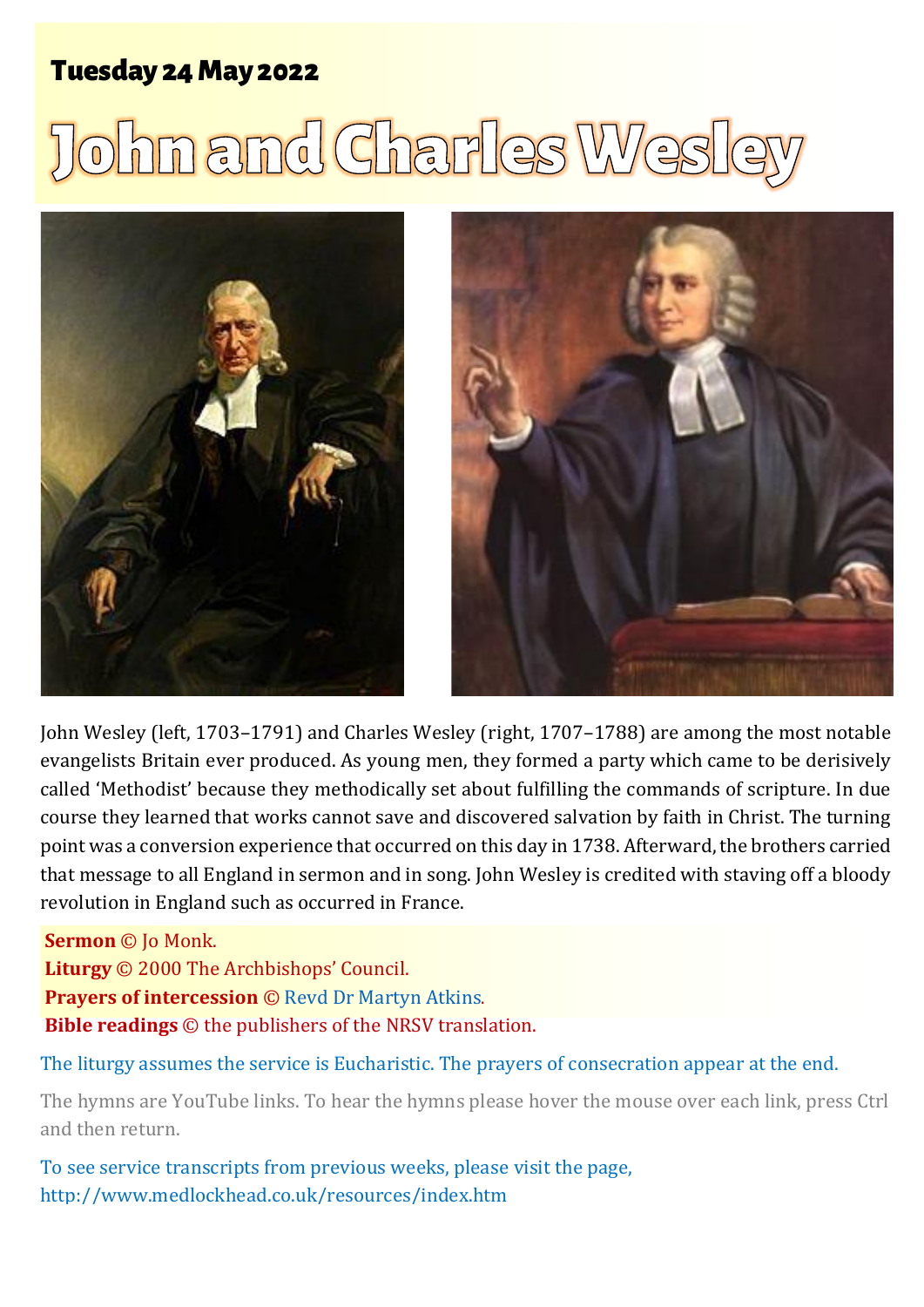**Tuesday 24 May 2022**

# John and Charles Wesley

John Wesley (left, 1703–1791) and Charles Wesley (right, 1707–1788) are among the most notable evangelists Britain ever produced. As young men, they formed a party which came to be derisively called 'Methodist' because they methodically set about fulfilling the commands of scripture. In due course they learned that works cannot save and discovered salvation by faith in Christ. The turning point was a conversion experience that occurred on this day in 1738. Afterward, the brothers carried that message to all England in sermon and in song. John Wesley is credited with staving off a bloody revolution in England such as occurred in France.

**Sermon** © Jo Monk.
**Liturgy** © 2000 The Archbishops' Council.
**Prayers of intercession** © Revd Dr Martyn Atkins.
**Bible readings** © the publishers of the NRSV translation.

The liturgy assumes the service is Eucharistic. The prayers of consecration appear at the end.

The hymns are YouTube links. To hear the hymns please hover the mouse over each link, press Ctrl and then return.

To see service transcripts from previous weeks, please visit the page, http://www.medlockhead.co.uk/resources/index.htm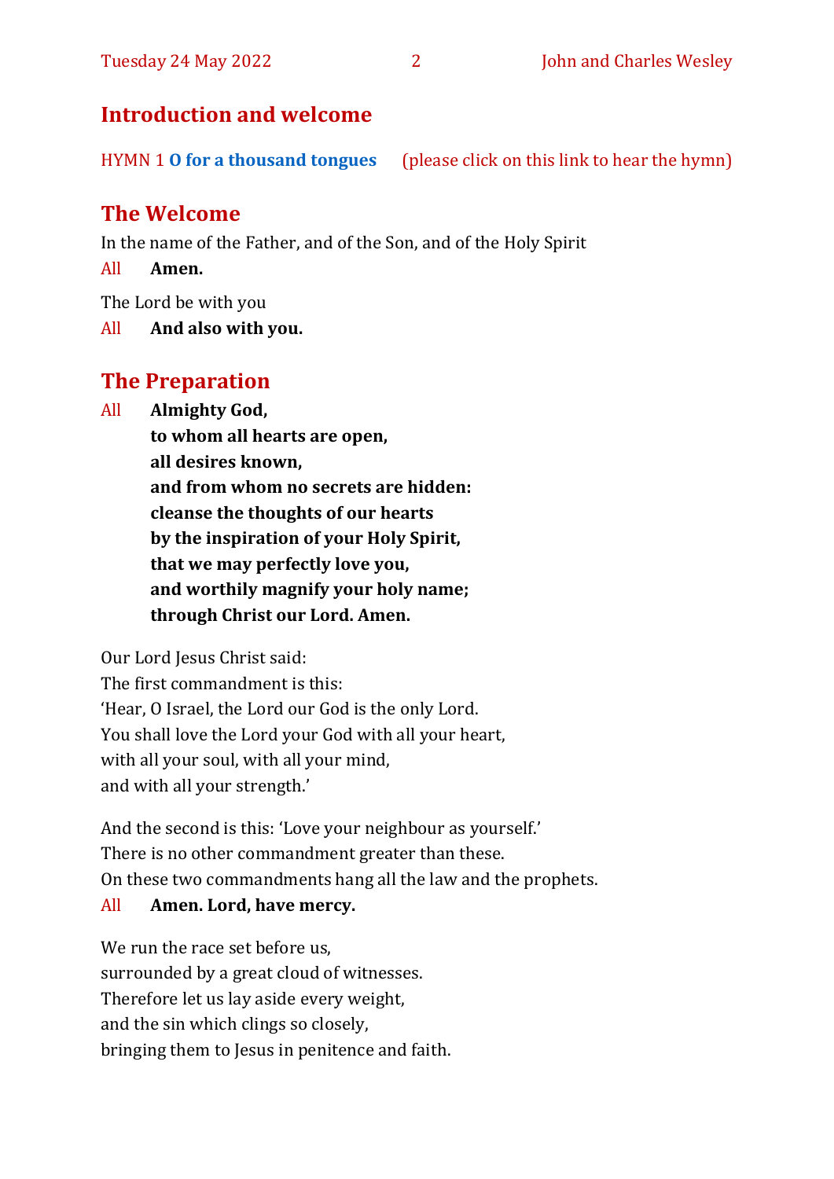## Introduction and welcome

HYMN 1 **O for a thousand tongues** (please click on this link to hear the hymn)

## The Welcome

In the name of the Father, and of the Son, and of the Holy Spirit

All **Amen.**

The Lord be with you

All **And also with you.**

## The Preparation

All **Almighty God,**
**to whom all hearts are open,**
**all desires known,**
**and from whom no secrets are hidden:**
**cleanse the thoughts of our hearts**
**by the inspiration of your Holy Spirit,**
**that we may perfectly love you,**
**and worthily magnify your holy name;**
**through Christ our Lord. Amen.**

Our Lord Jesus Christ said:
The first commandment is this:
'Hear, O Israel, the Lord our God is the only Lord.
You shall love the Lord your God with all your heart,
with all your soul, with all your mind,
and with all your strength.'

And the second is this: 'Love your neighbour as yourself.'
There is no other commandment greater than these.
On these two commandments hang all the law and the prophets.

All **Amen. Lord, have mercy.**

We run the race set before us,
surrounded by a great cloud of witnesses.
Therefore let us lay aside every weight,
and the sin which clings so closely,
bringing them to Jesus in penitence and faith.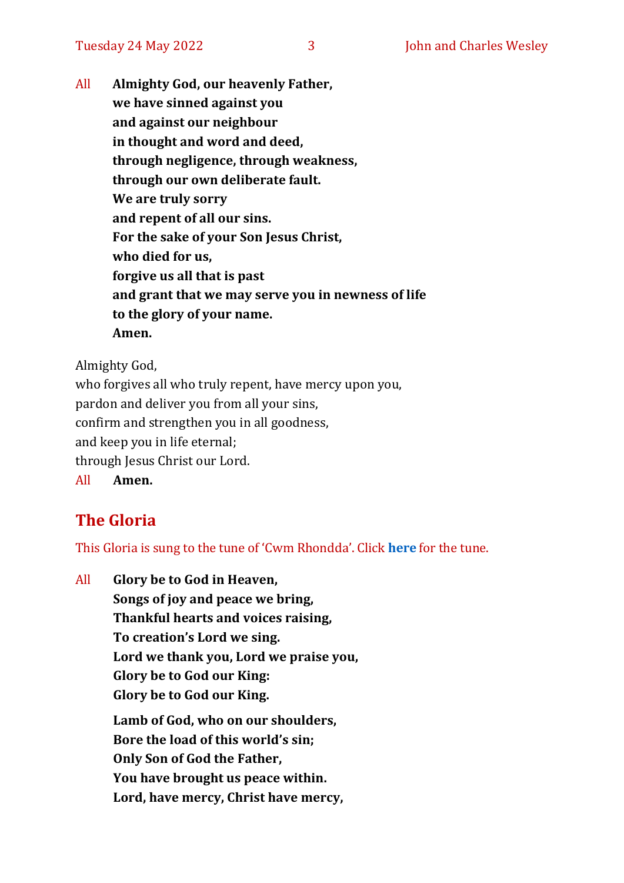All **Almighty God, our heavenly Father,**
**we have sinned against you**
**and against our neighbour**
**in thought and word and deed,**
**through negligence, through weakness,**
**through our own deliberate fault.**
**We are truly sorry**
**and repent of all our sins.**
**For the sake of your Son Jesus Christ,**
**who died for us,**
**forgive us all that is past**
**and grant that we may serve you in newness of life**
**to the glory of your name.**
**Amen.**

Almighty God,
who forgives all who truly repent, have mercy upon you,
pardon and deliver you from all your sins,
confirm and strengthen you in all goodness,
and keep you in life eternal;
through Jesus Christ our Lord.
All **Amen.**

## The Gloria

This Gloria is sung to the tune of 'Cwm Rhondda'. Click **here** for the tune.

All **Glory be to God in Heaven,**
**Songs of joy and peace we bring,**
**Thankful hearts and voices raising,**
**To creation's Lord we sing.**
**Lord we thank you, Lord we praise you,**
**Glory be to God our King:**
**Glory be to God our King.**

**Lamb of God, who on our shoulders,**
**Bore the load of this world's sin;**
**Only Son of God the Father,**
**You have brought us peace within.**
**Lord, have mercy, Christ have mercy,**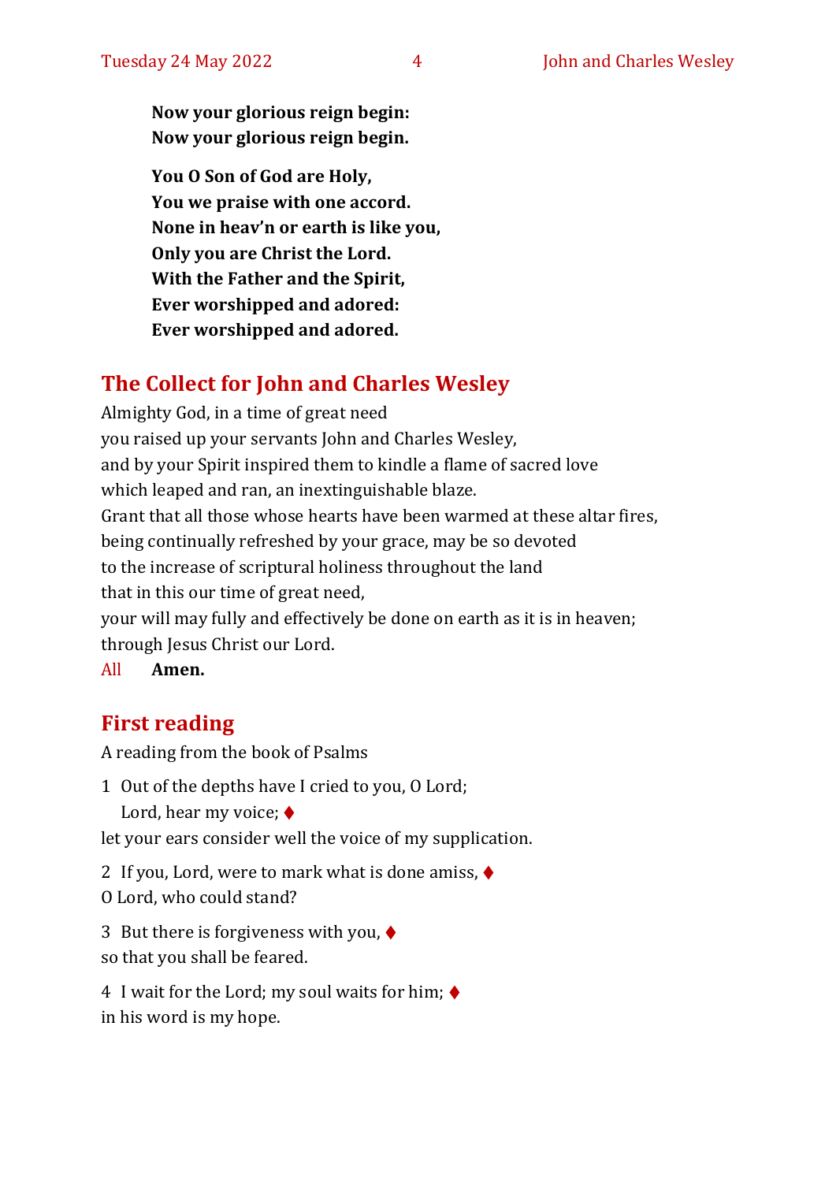**Now your glorious reign begin:**
**Now your glorious reign begin.**

**You O Son of God are Holy,**
**You we praise with one accord.**
**None in heav'n or earth is like you,**
**Only you are Christ the Lord.**
**With the Father and the Spirit,**
**Ever worshipped and adored:**
**Ever worshipped and adored.**

## The Collect for John and Charles Wesley

Almighty God, in a time of great need
you raised up your servants John and Charles Wesley,
and by your Spirit inspired them to kindle a flame of sacred love
which leaped and ran, an inextinguishable blaze.
Grant that all those whose hearts have been warmed at these altar fires,
being continually refreshed by your grace, may be so devoted
to the increase of scriptural holiness throughout the land
that in this our time of great need,
your will may fully and effectively be done on earth as it is in heaven;
through Jesus Christ our Lord.
All **Amen.**

## First reading

A reading from the book of Psalms

1 Out of the depths have I cried to you, O Lord;
Lord, hear my voice; ♦
let your ears consider well the voice of my supplication.

2 If you, Lord, were to mark what is done amiss, ♦
O Lord, who could stand?

3 But there is forgiveness with you, ♦
so that you shall be feared.

4 I wait for the Lord; my soul waits for him; ♦
in his word is my hope.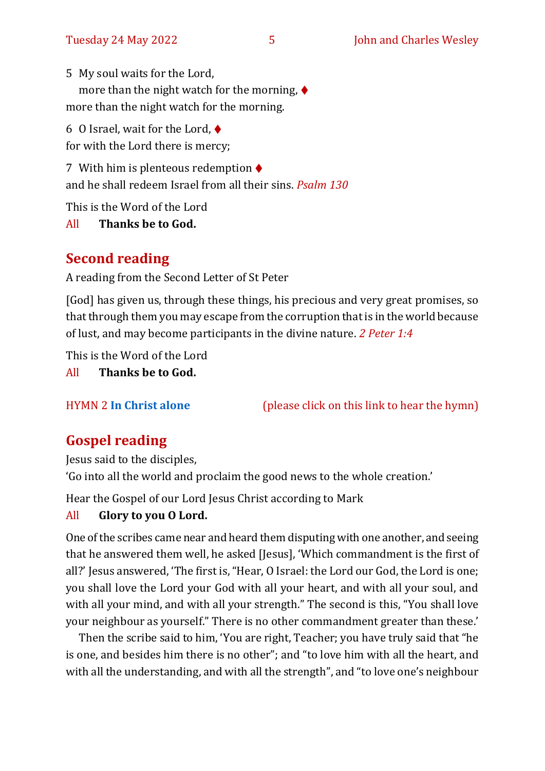5 My soul waits for the Lord,
  more than the night watch for the morning, ♦
more than the night watch for the morning.

6 O Israel, wait for the Lord, ♦
for with the Lord there is mercy;

7 With him is plenteous redemption ♦
and he shall redeem Israel from all their sins. *Psalm 130*

This is the Word of the Lord
All **Thanks be to God.**

## Second reading

A reading from the Second Letter of St Peter

[God] has given us, through these things, his precious and very great promises, so that through them you may escape from the corruption that is in the world because of lust, and may become participants in the divine nature. *2 Peter 1:4*

This is the Word of the Lord
All **Thanks be to God.**

HYMN 2 **In Christ alone** (please click on this link to hear the hymn)

## Gospel reading

Jesus said to the disciples,
'Go into all the world and proclaim the good news to the whole creation.'

Hear the Gospel of our Lord Jesus Christ according to Mark
All **Glory to you O Lord.**

One of the scribes came near and heard them disputing with one another, and seeing that he answered them well, he asked [Jesus], 'Which commandment is the first of all?' Jesus answered, 'The first is, "Hear, O Israel: the Lord our God, the Lord is one; you shall love the Lord your God with all your heart, and with all your soul, and with all your mind, and with all your strength." The second is this, "You shall love your neighbour as yourself." There is no other commandment greater than these.'

Then the scribe said to him, 'You are right, Teacher; you have truly said that "he is one, and besides him there is no other"; and "to love him with all the heart, and with all the understanding, and with all the strength", and "to love one's neighbour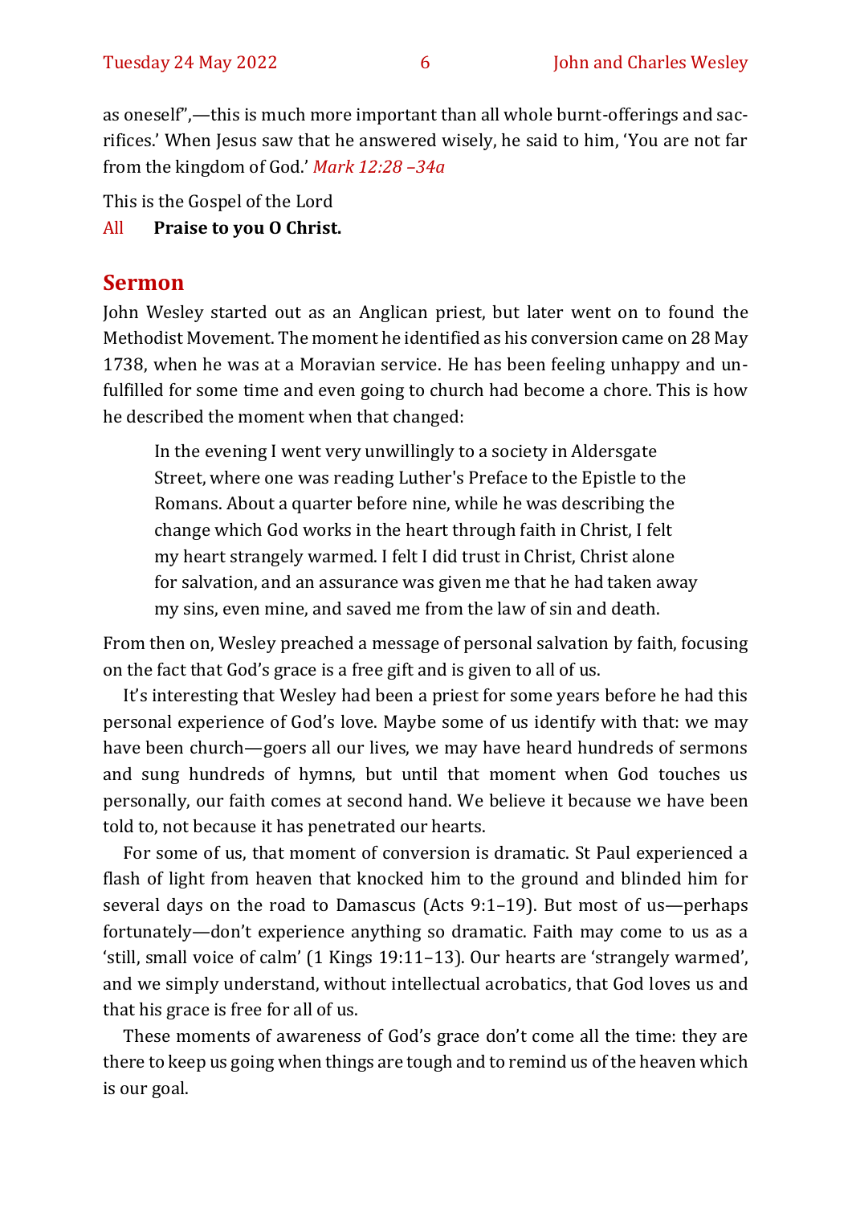as oneself",—this is much more important than all whole burnt-offerings and sacrifices.' When Jesus saw that he answered wisely, he said to him, 'You are not far from the kingdom of God.' *Mark 12:28 –34a*

This is the Gospel of the Lord

All **Praise to you O Christ.**

## Sermon

John Wesley started out as an Anglican priest, but later went on to found the Methodist Movement. The moment he identified as his conversion came on 28 May 1738, when he was at a Moravian service. He has been feeling unhappy and unfulfilled for some time and even going to church had become a chore. This is how he described the moment when that changed:

> In the evening I went very unwillingly to a society in Aldersgate Street, where one was reading Luther's Preface to the Epistle to the Romans. About a quarter before nine, while he was describing the change which God works in the heart through faith in Christ, I felt my heart strangely warmed. I felt I did trust in Christ, Christ alone for salvation, and an assurance was given me that he had taken away my sins, even mine, and saved me from the law of sin and death.

From then on, Wesley preached a message of personal salvation by faith, focusing on the fact that God's grace is a free gift and is given to all of us.

It's interesting that Wesley had been a priest for some years before he had this personal experience of God's love. Maybe some of us identify with that: we may have been church—goers all our lives, we may have heard hundreds of sermons and sung hundreds of hymns, but until that moment when God touches us personally, our faith comes at second hand. We believe it because we have been told to, not because it has penetrated our hearts.

For some of us, that moment of conversion is dramatic. St Paul experienced a flash of light from heaven that knocked him to the ground and blinded him for several days on the road to Damascus (Acts 9:1–19). But most of us—perhaps fortunately—don't experience anything so dramatic. Faith may come to us as a 'still, small voice of calm' (1 Kings 19:11–13). Our hearts are 'strangely warmed', and we simply understand, without intellectual acrobatics, that God loves us and that his grace is free for all of us.

These moments of awareness of God's grace don't come all the time: they are there to keep us going when things are tough and to remind us of the heaven which is our goal.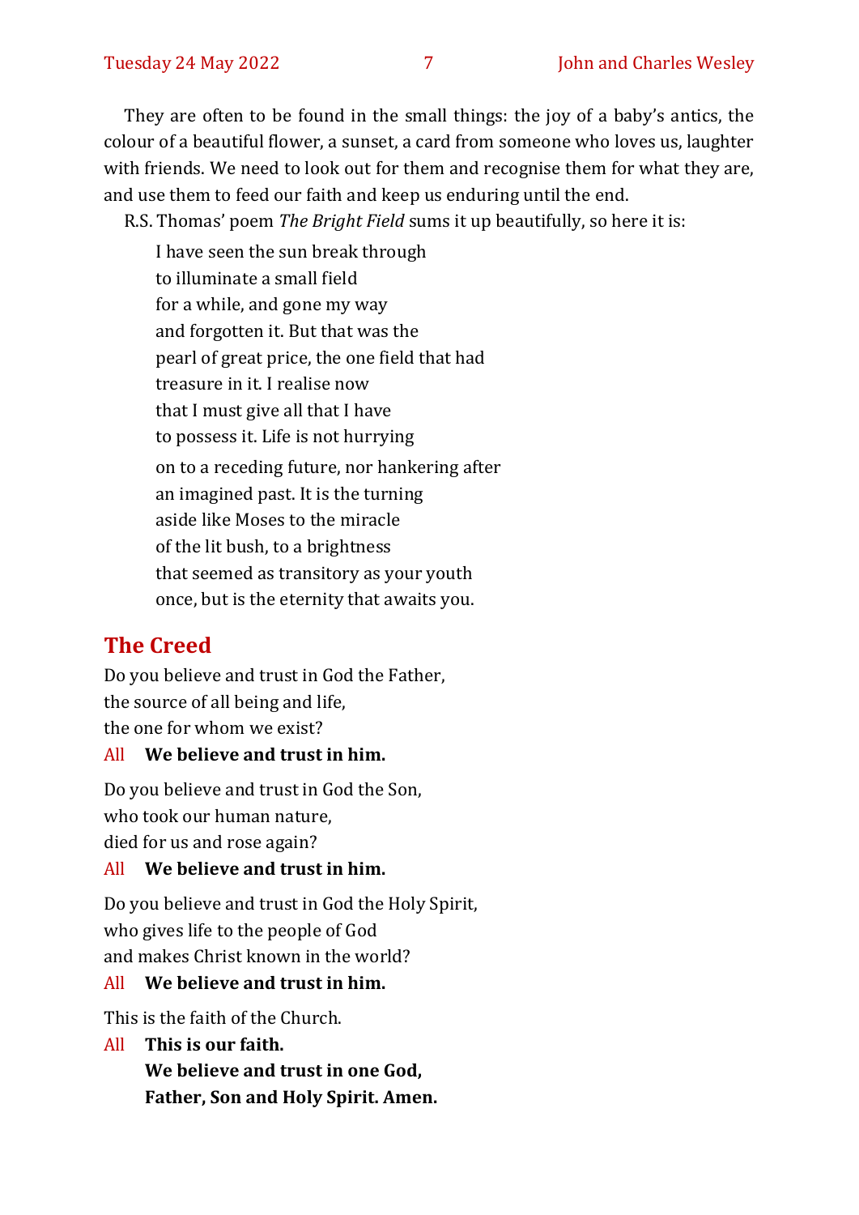They are often to be found in the small things: the joy of a baby's antics, the colour of a beautiful flower, a sunset, a card from someone who loves us, laughter with friends. We need to look out for them and recognise them for what they are, and use them to feed our faith and keep us enduring until the end.

R.S. Thomas' poem *The Bright Field* sums it up beautifully, so here it is:

> I have seen the sun break through
> to illuminate a small field
> for a while, and gone my way
> and forgotten it. But that was the
> pearl of great price, the one field that had
> treasure in it. I realise now
> that I must give all that I have
> to possess it. Life is not hurrying
>
> on to a receding future, nor hankering after
> an imagined past. It is the turning
> aside like Moses to the miracle
> of the lit bush, to a brightness
> that seemed as transitory as your youth
> once, but is the eternity that awaits you.

## The Creed

Do you believe and trust in God the Father,
the source of all being and life,
the one for whom we exist?

All **We believe and trust in him.**

Do you believe and trust in God the Son,
who took our human nature,
died for us and rose again?

All **We believe and trust in him.**

Do you believe and trust in God the Holy Spirit,
who gives life to the people of God
and makes Christ known in the world?

All **We believe and trust in him.**

This is the faith of the Church.

All **This is our faith.**
**We believe and trust in one God,**
**Father, Son and Holy Spirit. Amen.**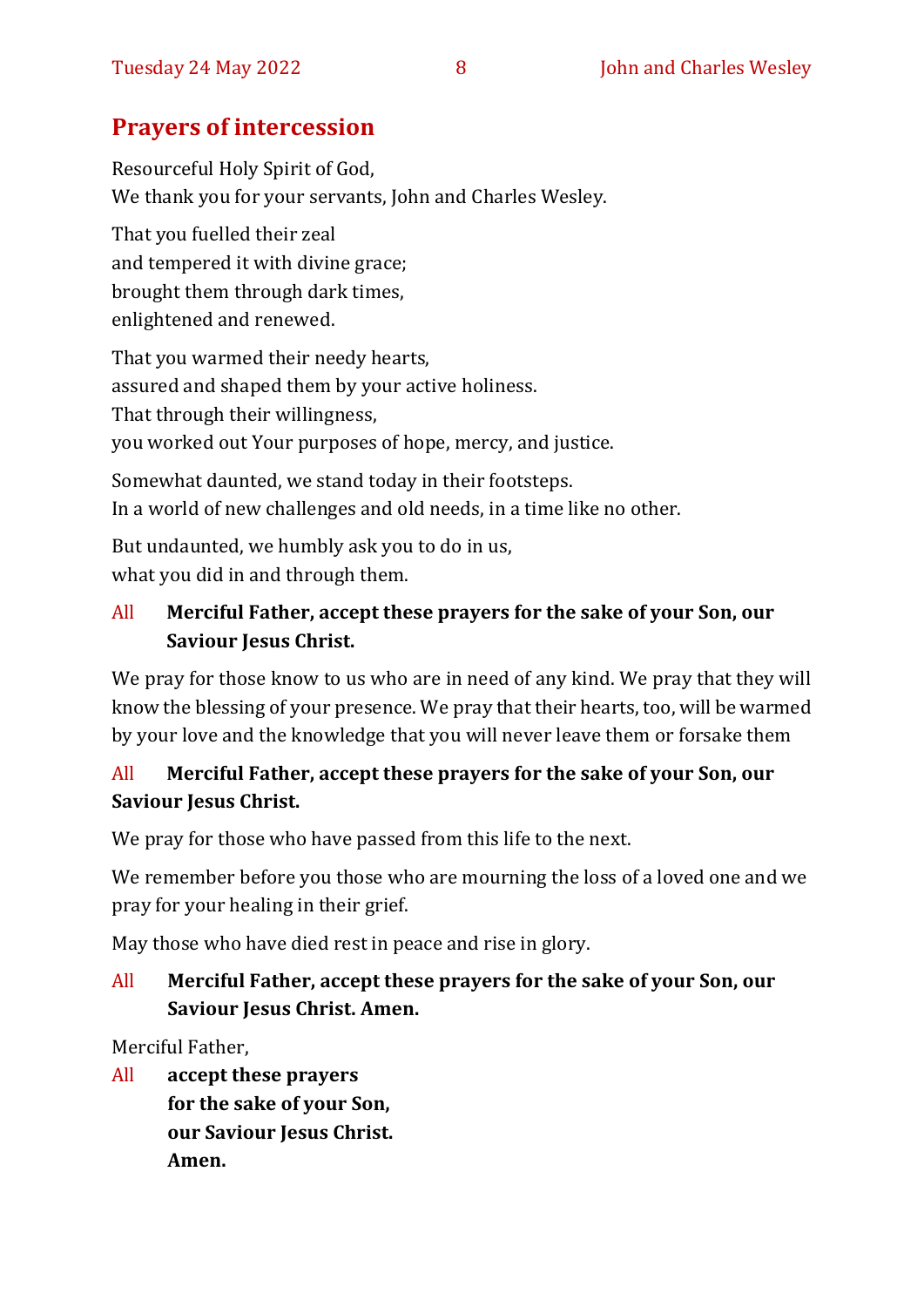## Prayers of intercession

Resourceful Holy Spirit of God,
We thank you for your servants, John and Charles Wesley.

That you fuelled their zeal
and tempered it with divine grace;
brought them through dark times,
enlightened and renewed.

That you warmed their needy hearts,
assured and shaped them by your active holiness.
That through their willingness,
you worked out Your purposes of hope, mercy, and justice.

Somewhat daunted, we stand today in their footsteps.
In a world of new challenges and old needs, in a time like no other.

But undaunted, we humbly ask you to do in us,
what you did in and through them.

All **Merciful Father, accept these prayers for the sake of your Son, our Saviour Jesus Christ.**

We pray for those know to us who are in need of any kind. We pray that they will know the blessing of your presence. We pray that their hearts, too, will be warmed by your love and the knowledge that you will never leave them or forsake them

All **Merciful Father, accept these prayers for the sake of your Son, our Saviour Jesus Christ.**

We pray for those who have passed from this life to the next.

We remember before you those who are mourning the loss of a loved one and we pray for your healing in their grief.

May those who have died rest in peace and rise in glory.

All **Merciful Father, accept these prayers for the sake of your Son, our Saviour Jesus Christ. Amen.**

Merciful Father,

All **accept these prayers**
**for the sake of your Son,**
**our Saviour Jesus Christ.**
**Amen.**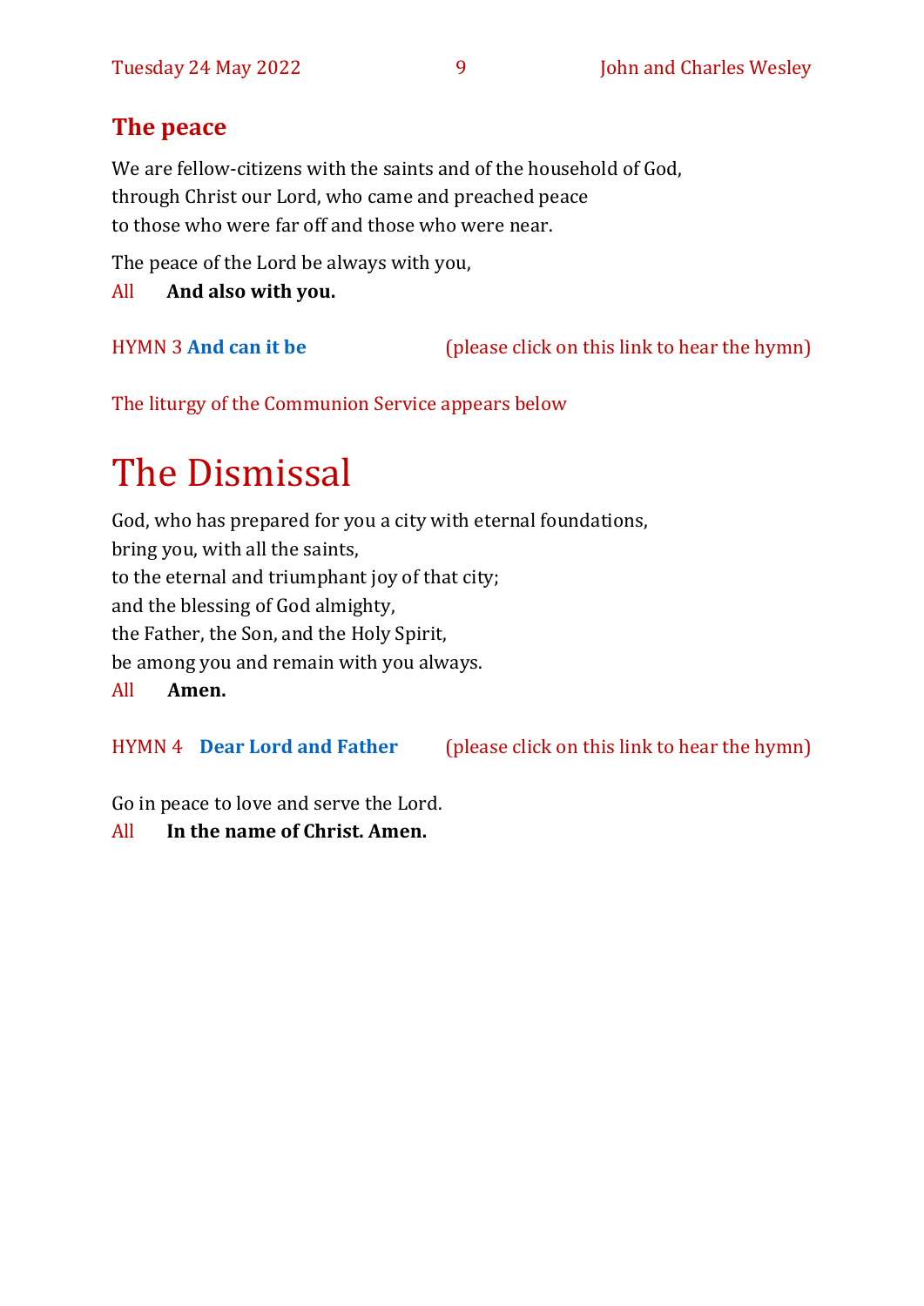## The peace

We are fellow-citizens with the saints and of the household of God,
through Christ our Lord, who came and preached peace
to those who were far off and those who were near.

The peace of the Lord be always with you,

All **And also with you.**

HYMN 3 **And can it be** (please click on this link to hear the hymn)

The liturgy of the Communion Service appears below

# The Dismissal

God, who has prepared for you a city with eternal foundations,
bring you, with all the saints,
to the eternal and triumphant joy of that city;
and the blessing of God almighty,
the Father, the Son, and the Holy Spirit,
be among you and remain with you always.

All **Amen.**

HYMN 4 **Dear Lord and Father** (please click on this link to hear the hymn)

Go in peace to love and serve the Lord.

All **In the name of Christ. Amen.**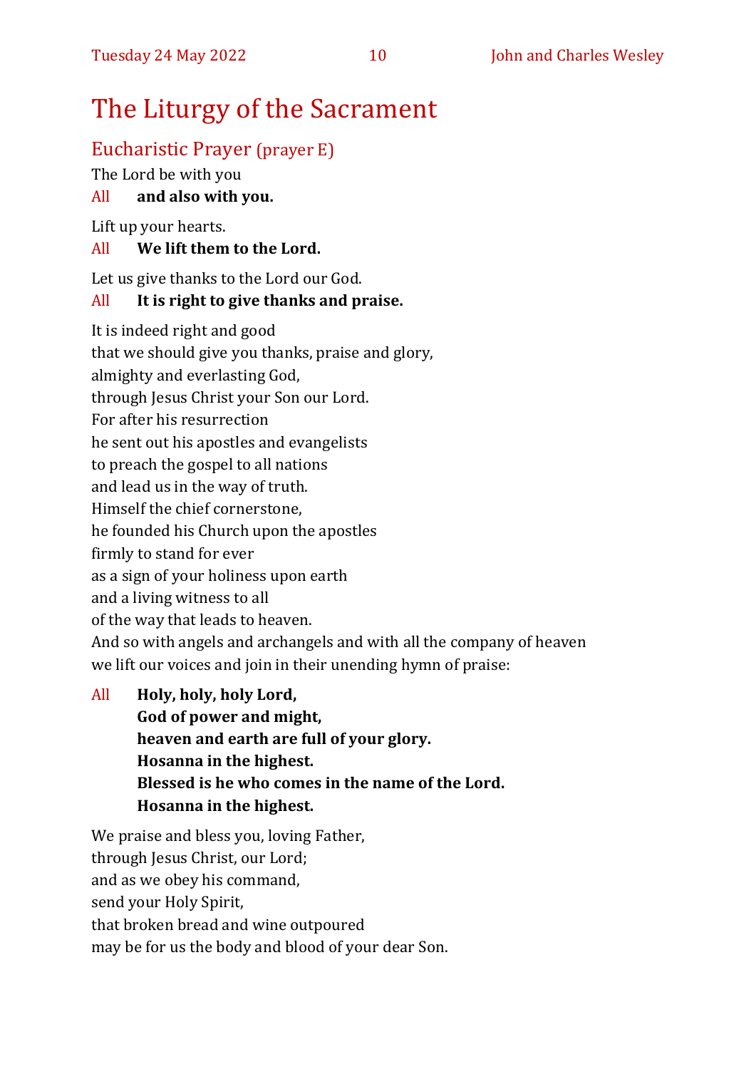# The Liturgy of the Sacrament

## Eucharistic Prayer (prayer E)

The Lord be with you

All **and also with you.**

Lift up your hearts.

All **We lift them to the Lord.**

Let us give thanks to the Lord our God.

All **It is right to give thanks and praise.**

It is indeed right and good
that we should give you thanks, praise and glory,
almighty and everlasting God,
through Jesus Christ your Son our Lord.
For after his resurrection
he sent out his apostles and evangelists
to preach the gospel to all nations
and lead us in the way of truth.
Himself the chief cornerstone,
he founded his Church upon the apostles
firmly to stand for ever
as a sign of your holiness upon earth
and a living witness to all
of the way that leads to heaven.
And so with angels and archangels and with all the company of heaven
we lift our voices and join in their unending hymn of praise:

All **Holy, holy, holy Lord,**
**God of power and might,**
**heaven and earth are full of your glory.**
**Hosanna in the highest.**
**Blessed is he who comes in the name of the Lord.**
**Hosanna in the highest.**

We praise and bless you, loving Father,
through Jesus Christ, our Lord;
and as we obey his command,
send your Holy Spirit,
that broken bread and wine outpoured
may be for us the body and blood of your dear Son.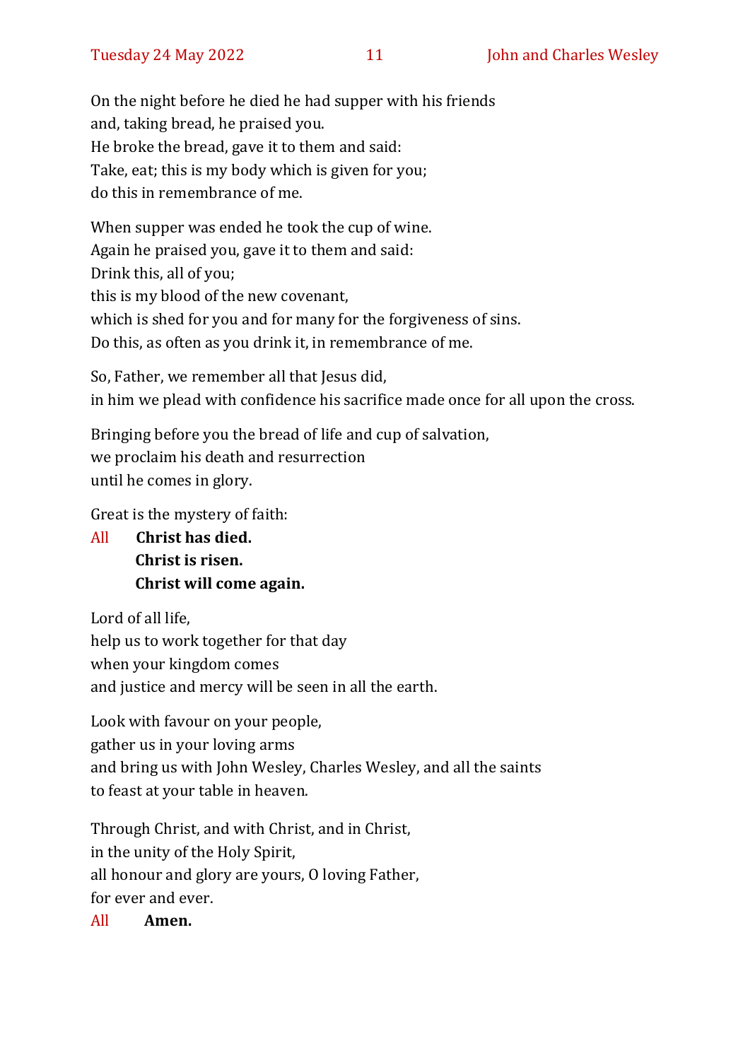On the night before he died he had supper with his friends
and, taking bread, he praised you.
He broke the bread, gave it to them and said:
Take, eat; this is my body which is given for you;
do this in remembrance of me.

When supper was ended he took the cup of wine.
Again he praised you, gave it to them and said:
Drink this, all of you;
this is my blood of the new covenant,
which is shed for you and for many for the forgiveness of sins.
Do this, as often as you drink it, in remembrance of me.

So, Father, we remember all that Jesus did,
in him we plead with confidence his sacrifice made once for all upon the cross.

Bringing before you the bread of life and cup of salvation,
we proclaim his death and resurrection
until he comes in glory.

Great is the mystery of faith:

All **Christ has died.**
**Christ is risen.**
**Christ will come again.**

Lord of all life,
help us to work together for that day
when your kingdom comes
and justice and mercy will be seen in all the earth.

Look with favour on your people,
gather us in your loving arms
and bring us with John Wesley, Charles Wesley, and all the saints
to feast at your table in heaven.

Through Christ, and with Christ, and in Christ,
in the unity of the Holy Spirit,
all honour and glory are yours, O loving Father,
for ever and ever.

All **Amen.**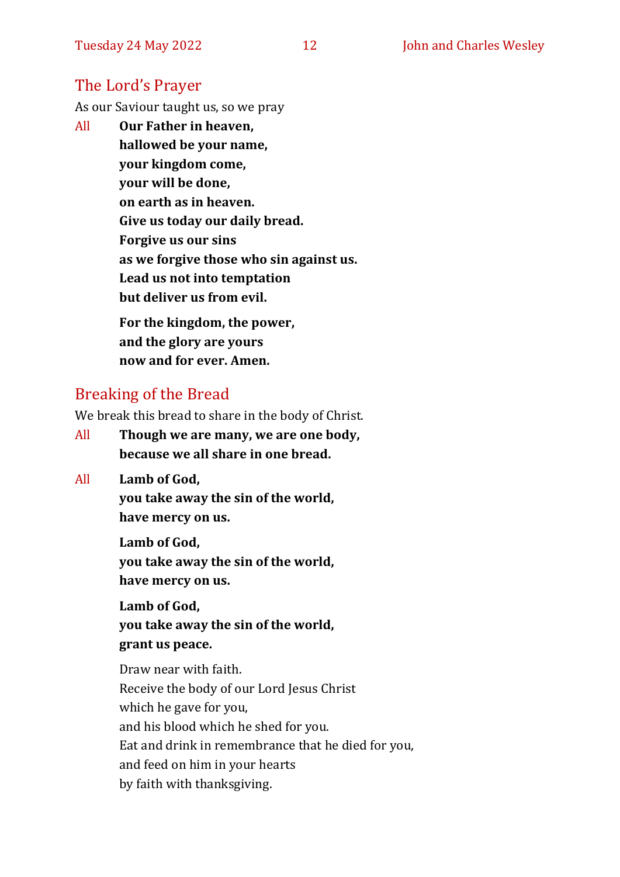## The Lord's Prayer

As our Saviour taught us, so we pray

All **Our Father in heaven,**
**hallowed be your name,**
**your kingdom come,**
**your will be done,**
**on earth as in heaven.**
**Give us today our daily bread.**
**Forgive us our sins**
**as we forgive those who sin against us.**
**Lead us not into temptation**
**but deliver us from evil.**

**For the kingdom, the power,**
**and the glory are yours**
**now and for ever. Amen.**

## Breaking of the Bread

We break this bread to share in the body of Christ.

All **Though we are many, we are one body,**
**because we all share in one bread.**

All **Lamb of God,**
**you take away the sin of the world,**
**have mercy on us.**

**Lamb of God,**
**you take away the sin of the world,**
**have mercy on us.**

**Lamb of God,**
**you take away the sin of the world,**
**grant us peace.**

Draw near with faith.
Receive the body of our Lord Jesus Christ
which he gave for you,
and his blood which he shed for you.
Eat and drink in remembrance that he died for you,
and feed on him in your hearts
by faith with thanksgiving.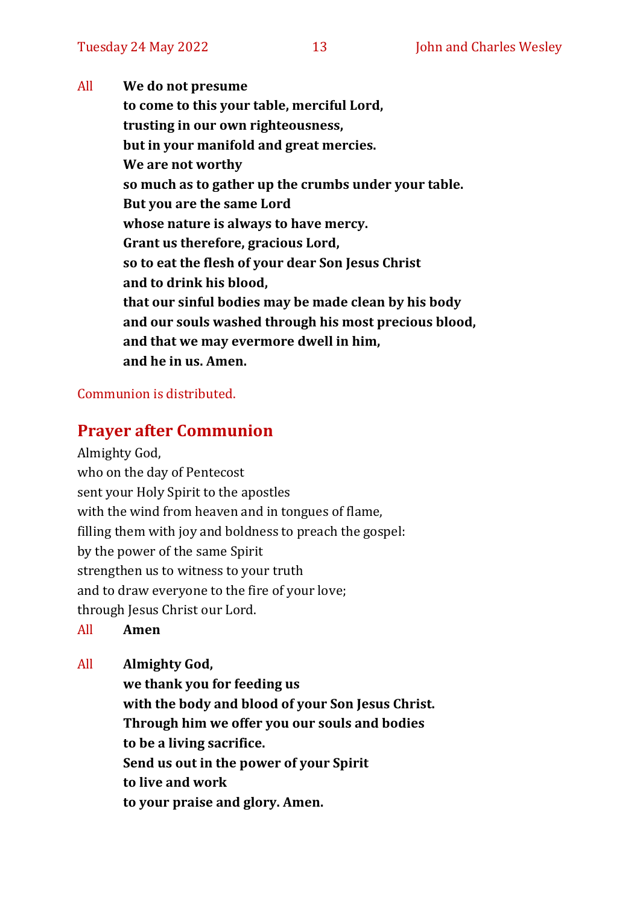All **We do not presume**
**to come to this your table, merciful Lord,**
**trusting in our own righteousness,**
**but in your manifold and great mercies.**
**We are not worthy**
**so much as to gather up the crumbs under your table.**
**But you are the same Lord**
**whose nature is always to have mercy.**
**Grant us therefore, gracious Lord,**
**so to eat the flesh of your dear Son Jesus Christ**
**and to drink his blood,**
**that our sinful bodies may be made clean by his body**
**and our souls washed through his most precious blood,**
**and that we may evermore dwell in him,**
**and he in us. Amen.**

Communion is distributed.

## Prayer after Communion

Almighty God,
who on the day of Pentecost
sent your Holy Spirit to the apostles
with the wind from heaven and in tongues of flame,
filling them with joy and boldness to preach the gospel:
by the power of the same Spirit
strengthen us to witness to your truth
and to draw everyone to the fire of your love;
through Jesus Christ our Lord.

All **Amen**

All **Almighty God,**
**we thank you for feeding us**
**with the body and blood of your Son Jesus Christ.**
**Through him we offer you our souls and bodies**
**to be a living sacrifice.**
**Send us out in the power of your Spirit**
**to live and work**
**to your praise and glory. Amen.**